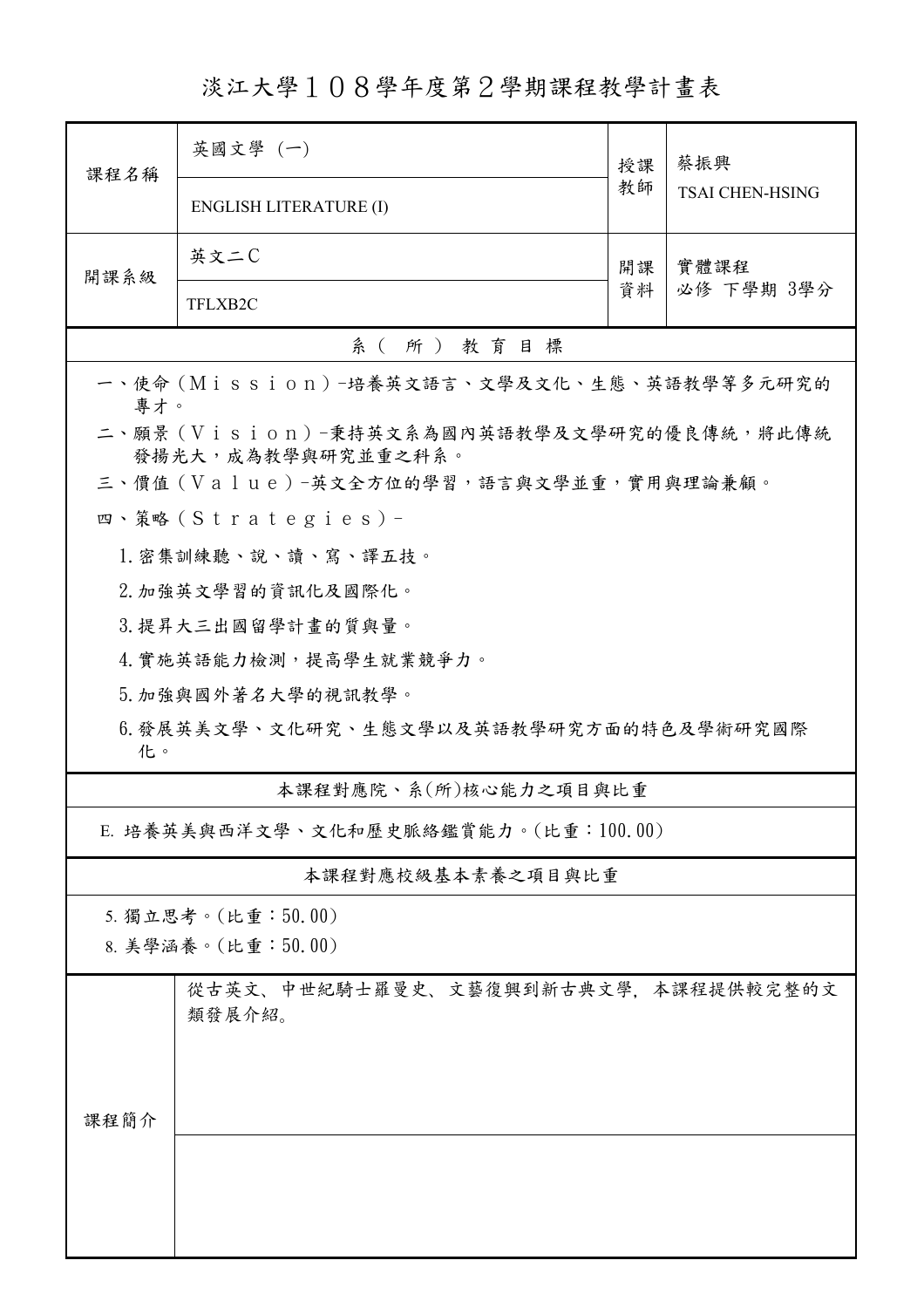# 淡江大學１０８學年度第２學期課程教學計畫表

| 課程名稱 | 英國文學 (一) | 授課教師 | 蔡振興 |
|---|---|---|---|
| | ENGLISH LITERATURE (I) | | TSAI CHEN-HSING |
| 開課系級 | 英文二C | 開課資料 | 實體課程 必修 下學期 3學分 |
| | TFLXB2C | | |

## 系（所）教育目標

一、使命（Ｍｉｓｓｉｏｎ）-培養英文語言、文學及文化、生態、英語教學等多元研究的專才。

二、願景（Ｖｉｓｉｏｎ）-秉持英文系為國內英語教學及文學研究的優良傳統，將此傳統發揚光大，成為教學與研究並重之科系。

三、價值（Ｖａｌｕｅ）-英文全方位的學習，語言與文學並重，實用與理論兼顧。

四、策略（Ｓｔｒａｔｅｇｉｅｓ）-

1. 密集訓練聽、說、讀、寫、譯五技。
2. 加強英文學習的資訊化及國際化。
3. 提昇大三出國留學計畫的質與量。
4. 實施英語能力檢測，提高學生就業競爭力。
5. 加強與國外著名大學的視訊教學。
6. 發展英美文學、文化研究、生態文學以及英語教學研究方面的特色及學術研究國際化。

## 本課程對應院、系(所)核心能力之項目與比重

E. 培養英美與西洋文學、文化和歷史脈絡鑑賞能力。(比重：100.00)

## 本課程對應校級基本素養之項目與比重

5. 獨立思考。(比重：50.00)

8. 美學涵養。(比重：50.00)

## 課程簡介

從古英文、中世紀騎士羅曼史、文藝復興到新古典文學，本課程提供較完整的文類發展介紹。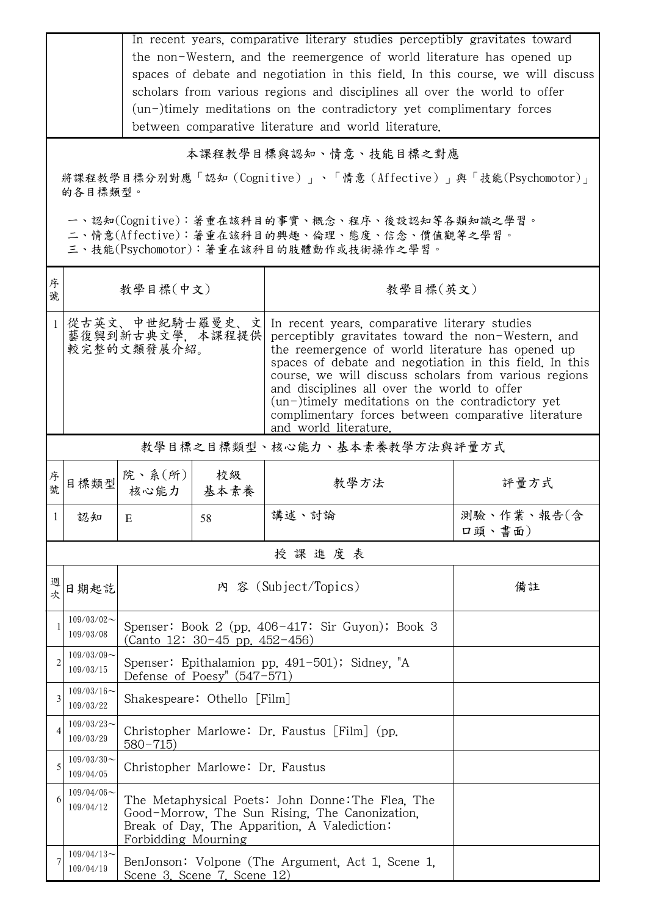| | In recent years, comparative literary studies perceptibly gravitates toward the non-Western, and the reemergence of world literature has opened up spaces of debate and negotiation in this field. In this course, we will discuss scholars from various regions and disciplines all over the world to offer (un-)timely meditations on the contradictory yet complimentary forces between comparative literature and world literature. |
|---|---|

## 本課程教學目標與認知、情意、技能目標之對應

將課程教學目標分別對應「認知（Cognitive）」、「情意（Affective）」與「技能(Psychomotor)」的各目標類型。

一、認知(Cognitive)：著重在該科目的事實、概念、程序、後設認知等各類知識之學習。
二、情意(Affective)：著重在該科目的興趣、倫理、態度、信念、價值觀等之學習。
三、技能(Psychomotor)：著重在該科目的肢體動作或技術操作之學習。

| 序號 | 教學目標(中文) | 教學目標(英文) |
|---|---|---|
| 1 | 從古英文、中世紀騎士羅曼史、文藝復興到新古典文學，本課程提供較完整的文類發展介紹。 | In recent years, comparative literary studies perceptibly gravitates toward the non-Western, and the reemergence of world literature has opened up spaces of debate and negotiation in this field. In this course, we will discuss scholars from various regions and disciplines all over the world to offer (un-)timely meditations on the contradictory yet complimentary forces between comparative literature and world literature. |

## 教學目標之目標類型、核心能力、基本素養教學方法與評量方式

| 序號 | 目標類型 | 院、系(所)核心能力 | 校級基本素養 | 教學方法 | 評量方式 |
|---|---|---|---|---|---|
| 1 | 認知 | E | 58 | 講述、討論 | 測驗、作業、報告(含口頭、書面) |

## 授 課 進 度 表

| 週次 | 日期起訖 | 內 容 (Subject/Topics) | 備註 |
|---|---|---|---|
| 1 | 109/03/02～109/03/08 | Spenser: Book 2 (pp. 406-417: Sir Guyon); Book 3 (Canto 12: 30-45 pp. 452-456) | |
| 2 | 109/03/09～109/03/15 | Spenser: Epithalamion pp. 491-501); Sidney, "A Defense of Poesy" (547-571) | |
| 3 | 109/03/16～109/03/22 | Shakespeare: Othello [Film] | |
| 4 | 109/03/23～109/03/29 | Christopher Marlowe: Dr. Faustus [Film] (pp. 580-715) | |
| 5 | 109/03/30～109/04/05 | Christopher Marlowe: Dr. Faustus | |
| 6 | 109/04/06～109/04/12 | The Metaphysical Poets: John Donne:The Flea, The Good-Morrow, The Sun Rising, The Canonization, Break of Day, The Apparition, A Valediction: Forbidding Mourning | |
| 7 | 109/04/13～109/04/19 | BenJonson: Volpone (The Argument, Act 1, Scene 1, Scene 3, Scene 7, Scene 12) | |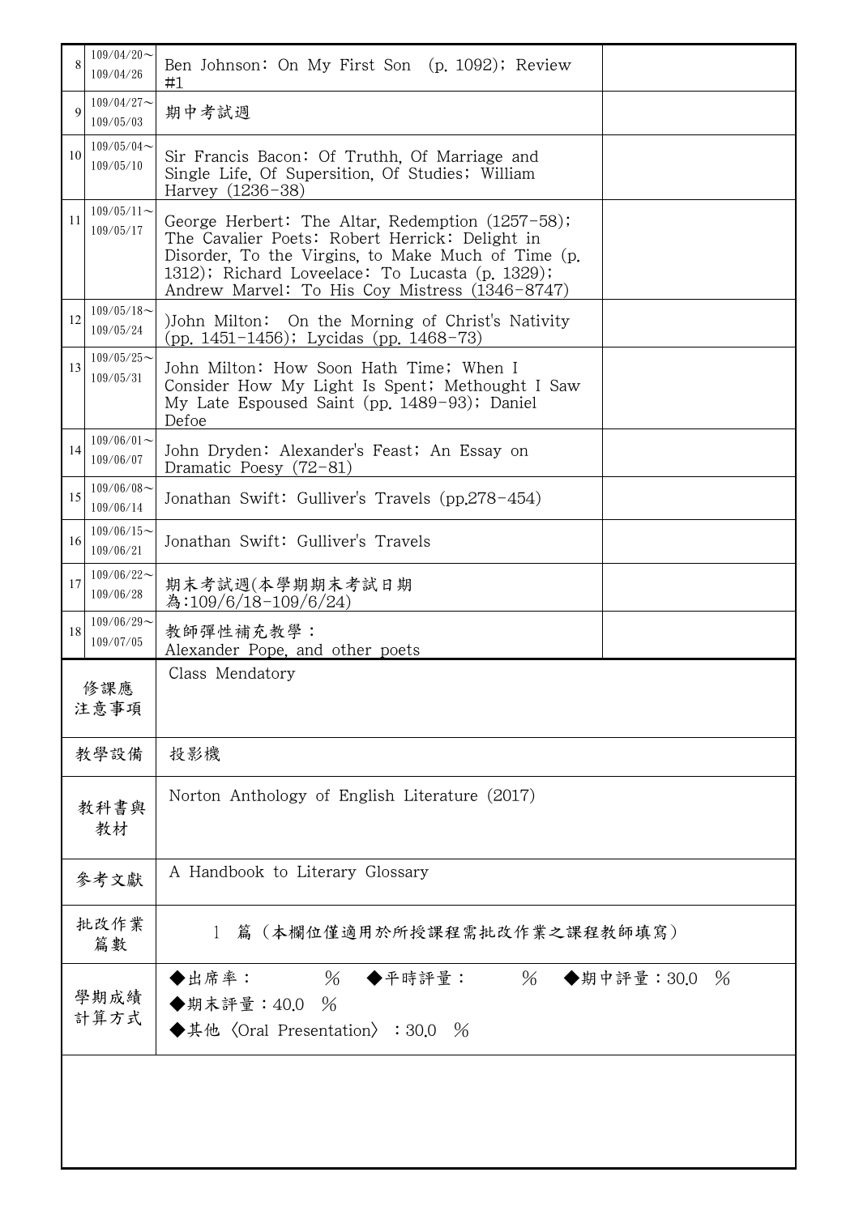| | | | |
|---|---|---|---|
| 8 | 109/04/20～109/04/26 | Ben Johnson: On My First Son (p. 1092); Review #1 | |
| 9 | 109/04/27～109/05/03 | 期中考試週 | |
| 10 | 109/05/04～109/05/10 | Sir Francis Bacon: Of Truthh, Of Marriage and Single Life, Of Supersition, Of Studies; William Harvey (1236-38) | |
| 11 | 109/05/11～109/05/17 | George Herbert: The Altar, Redemption (1257-58); The Cavalier Poets: Robert Herrick: Delight in Disorder, To the Virgins, to Make Much of Time (p. 1312); Richard Loveelace: To Lucasta (p. 1329); Andrew Marvel: To His Coy Mistress (1346-8747) | |
| 12 | 109/05/18～109/05/24 | )John Milton: On the Morning of Christ's Nativity (pp. 1451-1456); Lycidas (pp. 1468-73) | |
| 13 | 109/05/25～109/05/31 | John Milton: How Soon Hath Time; When I Consider How My Light Is Spent; Methought I Saw My Late Espoused Saint (pp. 1489-93); Daniel Defoe | |
| 14 | 109/06/01～109/06/07 | John Dryden: Alexander's Feast; An Essay on Dramatic Poesy (72-81) | |
| 15 | 109/06/08～109/06/14 | Jonathan Swift: Gulliver's Travels (pp.278-454) | |
| 16 | 109/06/15～109/06/21 | Jonathan Swift: Gulliver's Travels | |
| 17 | 109/06/22～109/06/28 | 期末考試週(本學期期末考試日期為:109/6/18-109/6/24) | |
| 18 | 109/06/29～109/07/05 | 教師彈性補充教學：<br>Alexander Pope, and other poets | |

| | |
|---|---|
| 修課應注意事項 | Class Mendatory |
| 教學設備 | 投影機 |
| 教科書與教材 | Norton Anthology of English Literature (2017) |
| 參考文獻 | A Handbook to Literary Glossary |
| 批改作業篇數 | 1 篇（本欄位僅適用於所授課程需批改作業之課程教師填寫） |
| 學期成績計算方式 | ◆出席率： % ◆平時評量： % ◆期中評量：30.0 %<br>◆期末評量：40.0 %<br>◆其他〈Oral Presentation〉：30.0 % |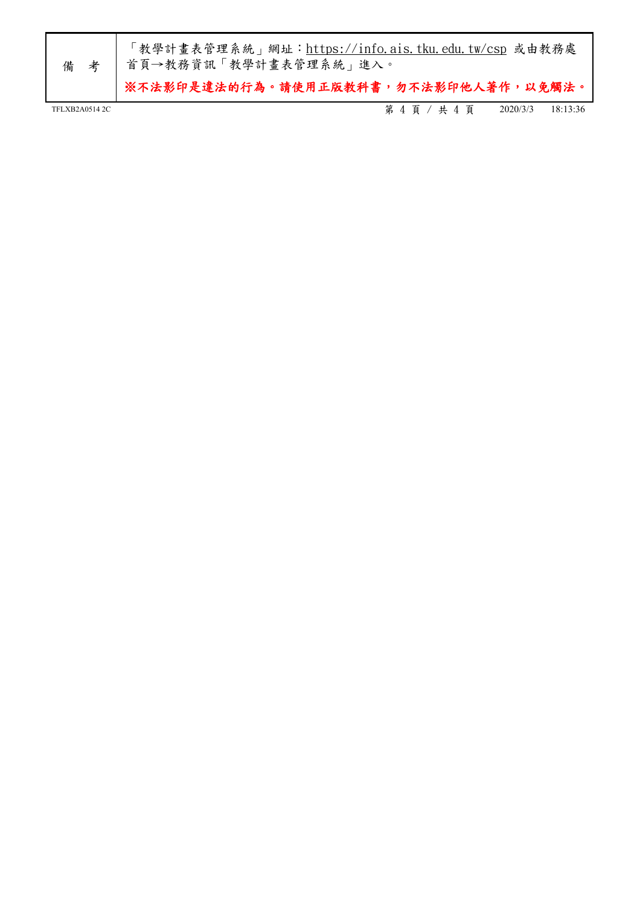| | |
|---|---|
| 備　考 | 「教學計畫表管理系統」網址：https://info.ais.tku.edu.tw/csp 或由教務處首頁→教務資訊「教學計畫表管理系統」進入。<br>**※不法影印是違法的行為。請使用正版教科書，勿不法影印他人著作，以免觸法。** |

TFLXB2A0514 2C　　2020/3/3　18:13:36